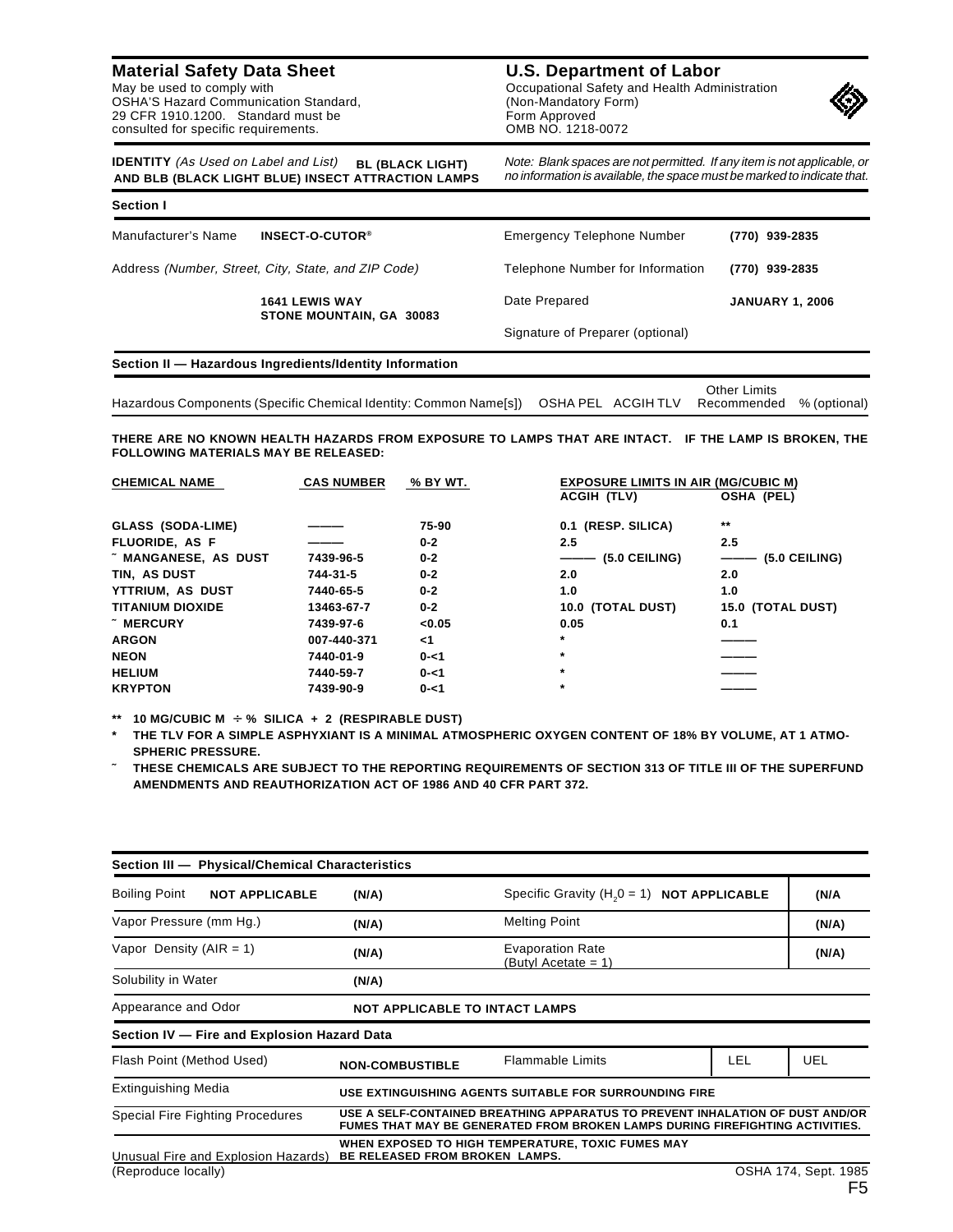## Material Safety Data Sheet

May be used to comply with OSHA'S Hazard Communication Standard, 29 CFR 1910.1200. Standard must be consulted for specific requirements.

## U.S. Department of Labor

Occupational Safety and Health Administration
(Non-Mandatory Form)
Form Approved
OMB NO. 1218-0072

**IDENTITY** *(As Used on Label and List)* **BL (BLACK LIGHT) AND BLB (BLACK LIGHT BLUE) INSECT ATTRACTION LAMPS**

*Note: Blank spaces are not permitted. If any item is not applicable, or no information is available, the space must be marked to indicate that.*

### Section I

| | | | |
|---|---|---|---|
| Manufacturer's Name | **INSECT-O-CUTOR®** | Emergency Telephone Number | **(770) 939-2835** |
| Address *(Number, Street, City, State, and ZIP Code)* | | Telephone Number for Information | **(770) 939-2835** |
| | **1641 LEWIS WAY STONE MOUNTAIN, GA 30083** | Date Prepared | **JANUARY 1, 2006** |
| | | Signature of Preparer (optional) | |

### Section II — Hazardous Ingredients/Identity Information

Hazardous Components (Specific Chemical Identity: Common Name[s]) | OSHA PEL | ACGIH TLV | Other Limits Recommended | % (optional)

**THERE ARE NO KNOWN HEALTH HAZARDS FROM EXPOSURE TO LAMPS THAT ARE INTACT. IF THE LAMP IS BROKEN, THE FOLLOWING MATERIALS MAY BE RELEASED:**

| CHEMICAL NAME | CAS NUMBER | % BY WT. | EXPOSURE LIMITS IN AIR (MG/CUBIC M) ACGIH (TLV) | OSHA (PEL) |
|---|---|---|---|---|
| GLASS (SODA-LIME) | ——— | 75-90 | 0.1 (RESP. SILICA) | ** |
| FLUORIDE, AS F | ——— | 0-2 | 2.5 | 2.5 |
| ˜ MANGANESE, AS DUST | 7439-96-5 | 0-2 | ——— (5.0 CEILING) | ——— (5.0 CEILING) |
| TIN, AS DUST | 744-31-5 | 0-2 | 2.0 | 2.0 |
| YTTRIUM, AS DUST | 7440-65-5 | 0-2 | 1.0 | 1.0 |
| TITANIUM DIOXIDE | 13463-67-7 | 0-2 | 10.0 (TOTAL DUST) | 15.0 (TOTAL DUST) |
| ˜ MERCURY | 7439-97-6 | <0.05 | 0.05 | 0.1 |
| ARGON | 007-440-371 | <1 | * | ——— |
| NEON | 7440-01-9 | 0-<1 | * | ——— |
| HELIUM | 7440-59-7 | 0-<1 | * | ——— |
| KRYPTON | 7439-90-9 | 0-<1 | * | ——— |

** 10 MG/CUBIC M ÷ % SILICA + 2 (RESPIRABLE DUST)

* THE TLV FOR A SIMPLE ASPHYXIANT IS A MINIMAL ATMOSPHERIC OXYGEN CONTENT OF 18% BY VOLUME, AT 1 ATMOSPHERIC PRESSURE.

˜ THESE CHEMICALS ARE SUBJECT TO THE REPORTING REQUIREMENTS OF SECTION 313 OF TITLE III OF THE SUPERFUND AMENDMENTS AND REAUTHORIZATION ACT OF 1986 AND 40 CFR PART 372.

### Section III — Physical/Chemical Characteristics

| | | | |
|---|---|---|---|
| Boiling Point **NOT APPLICABLE** | **(N/A)** | Specific Gravity ($H_2O = 1$) **NOT APPLICABLE** | **(N/A** |
| Vapor Pressure (mm Hg.) | **(N/A)** | Melting Point | **(N/A)** |
| Vapor Density (AIR = 1) | **(N/A)** | Evaporation Rate (Butyl Acetate = 1) | **(N/A)** |
| Solubility in Water | **(N/A)** | | |
| Appearance and Odor | **NOT APPLICABLE TO INTACT LAMPS** | | |

### Section IV — Fire and Explosion Hazard Data

| | | | |
|---|---|---|---|
| Flash Point (Method Used) | **NON-COMBUSTIBLE** | Flammable Limits | LEL / UEL |
| Extinguishing Media | **USE EXTINGUISHING AGENTS SUITABLE FOR SURROUNDING FIRE** | | |
| Special Fire Fighting Procedures | **USE A SELF-CONTAINED BREATHING APPARATUS TO PREVENT INHALATION OF DUST AND/OR FUMES THAT MAY BE GENERATED FROM BROKEN LAMPS DURING FIREFIGHTING ACTIVITIES.** | | |
| Unusual Fire and Explosion Hazards | **WHEN EXPOSED TO HIGH TEMPERATURE, TOXIC FUMES MAY BE RELEASED FROM BROKEN LAMPS.** | | |

(Reproduce locally) OSHA 174, Sept. 1985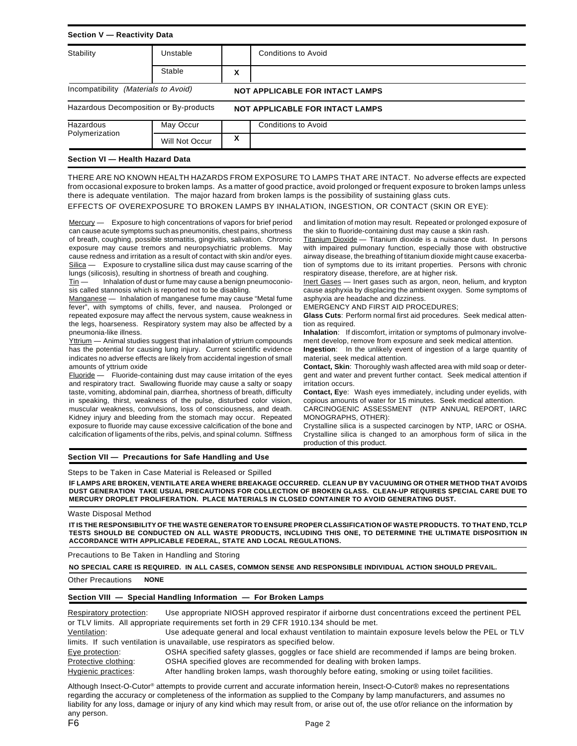## Section V — Reactivity Data

| | | | |
|---|---|---|---|
| Stability | Unstable | | Conditions to Avoid |
| | Stable | X | |
| Incompatibility *(Materials to Avoid)* | **NOT APPLICABLE FOR INTACT LAMPS** | | |
| Hazardous Decomposition or By-products | **NOT APPLICABLE FOR INTACT LAMPS** | | |
| Hazardous Polymerization | May Occur | | Conditions to Avoid |
| | Will Not Occur | X | |

## Section VI — Health Hazard Data

THERE ARE NO KNOWN HEALTH HAZARDS FROM EXPOSURE TO LAMPS THAT ARE INTACT. No adverse effects are expected from occasional exposure to broken lamps. As a matter of good practice, avoid prolonged or frequent exposure to broken lamps unless there is adequate ventilation. The major hazard from broken lamps is the possibility of sustaining glass cuts.

EFFECTS OF OVEREXPOSURE TO BROKEN LAMPS BY INHALATION, INGESTION, OR CONTACT (SKIN OR EYE):

Mercury — Exposure to high concentrations of vapors for brief period can cause acute symptoms such as pneumonitis, chest pains, shortness of breath, coughing, possible stomatitis, gingivitis, salivation. Chronic exposure may cause tremors and neuropsychiatric problems. May cause redness and irritation as a result of contact with skin and/or eyes.

Silica — Exposure to crystalline silica dust may cause scarring of the lungs (silicosis), resulting in shortness of breath and coughing.

Tin — Inhalation of dust or fume may cause a benign pneumoconiosis called stannosis which is reported not to be disabling.

Manganese — Inhalation of manganese fume may cause "Metal fume fever", with symptoms of chills, fever, and nausea. Prolonged or repeated exposure may affect the nervous system, cause weakness in the legs, hoarseness. Respiratory system may also be affected by a pneumonia-like illness.

Yttrium — Animal studies suggest that inhalation of yttrium compounds has the potential for causing lung injury. Current scientific evidence indicates no adverse effects are likely from accidental ingestion of small amounts of yttrium oxide

Fluoride — Fluoride-containing dust may cause irritation of the eyes and respiratory tract. Swallowing fluoride may cause a salty or soapy taste, vomiting, abdominal pain, diarrhea, shortness of breath, difficulty in speaking, thirst, weakness of the pulse, disturbed color vision, muscular weakness, convulsions, loss of consciousness, and death. Kidney injury and bleeding from the stomach may occur. Repeated exposure to fluoride may cause excessive calcification of the bone and calcification of ligaments of the ribs, pelvis, and spinal column. Stiffness and limitation of motion may result. Repeated or prolonged exposure of the skin to fluoride-containing dust may cause a skin rash.

Titanium Dioxide — Titanium dioxide is a nuisance dust. In persons with impaired pulmonary function, especially those with obstructive airway disease, the breathing of titanium dioxide might cause exacerbation of symptoms due to its irritant properties. Persons with chronic respiratory disease, therefore, are at higher risk.

Inert Gases — Inert gases such as argon, neon, helium, and krypton cause asphyxia by displacing the ambient oxygen. Some symptoms of asphyxia are headache and dizziness.

EMERGENCY AND FIRST AID PROCEDURES;

**Glass Cuts**: Perform normal first aid procedures. Seek medical attention as required.

**Inhalation**: If discomfort, irritation or symptoms of pulmonary involvement develop, remove from exposure and seek medical attention.

**Ingestion**: In the unlikely event of ingestion of a large quantity of material, seek medical attention.

**Contact, Skin**: Thoroughly wash affected area with mild soap or detergent and water and prevent further contact. Seek medical attention if irritation occurs.

**Contact, Eye**: Wash eyes immediately, including under eyelids, with copious amounts of water for 15 minutes. Seek medical attention.

CARCINOGENIC ASSESSMENT (NTP ANNUAL REPORT, IARC MONOGRAPHS, OTHER):

Crystalline silica is a suspected carcinogen by NTP, IARC or OSHA. Crystalline silica is changed to an amorphous form of silica in the production of this product.

## Section VII — Precautions for Safe Handling and Use

Steps to be Taken in Case Material is Released or Spilled

**IF LAMPS ARE BROKEN, VENTILATE AREA WHERE BREAKAGE OCCURRED. CLEAN UP BY VACUUMING OR OTHER METHOD THAT AVOIDS DUST GENERATION TAKE USUAL PRECAUTIONS FOR COLLECTION OF BROKEN GLASS. CLEAN-UP REQUIRES SPECIAL CARE DUE TO MERCURY DROPLET PROLIFERATION. PLACE MATERIALS IN CLOSED CONTAINER TO AVOID GENERATING DUST.**

Waste Disposal Method

**IT IS THE RESPONSIBILITY OF THE WASTE GENERATOR TO ENSURE PROPER CLASSIFICATION OF WASTE PRODUCTS. TO THAT END, TCLP TESTS SHOULD BE CONDUCTED ON ALL WASTE PRODUCTS, INCLUDING THIS ONE, TO DETERMINE THE ULTIMATE DISPOSITION IN ACCORDANCE WITH APPLICABLE FEDERAL, STATE AND LOCAL REGULATIONS.**

Precautions to Be Taken in Handling and Storing

**NO SPECIAL CARE IS REQUIRED. IN ALL CASES, COMMON SENSE AND RESPONSIBLE INDIVIDUAL ACTION SHOULD PREVAIL.**

Other Precautions **NONE**

## Section VIII — Special Handling Information — For Broken Lamps

Respiratory protection: Use appropriate NIOSH approved respirator if airborne dust concentrations exceed the pertinent PEL or TLV limits. All appropriate requirements set forth in 29 CFR 1910.134 should be met.

Ventilation: Use adequate general and local exhaust ventilation to maintain exposure levels below the PEL or TLV limits. If such ventilation is unavailable, use respirators as specified below.

Eye protection: OSHA specified safety glasses, goggles or face shield are recommended if lamps are being broken.

Protective clothing: OSHA specified gloves are recommended for dealing with broken lamps.

Hygienic practices: After handling broken lamps, wash thoroughly before eating, smoking or using toilet facilities.

Although Insect-O-Cutor® attempts to provide current and accurate information herein, Insect-O-Cutor® makes no representations regarding the accuracy or completeness of the information as supplied to the Company by lamp manufacturers, and assumes no liability for any loss, damage or injury of any kind which may result from, or arise out of, the use of/or reliance on the information by any person.

F6